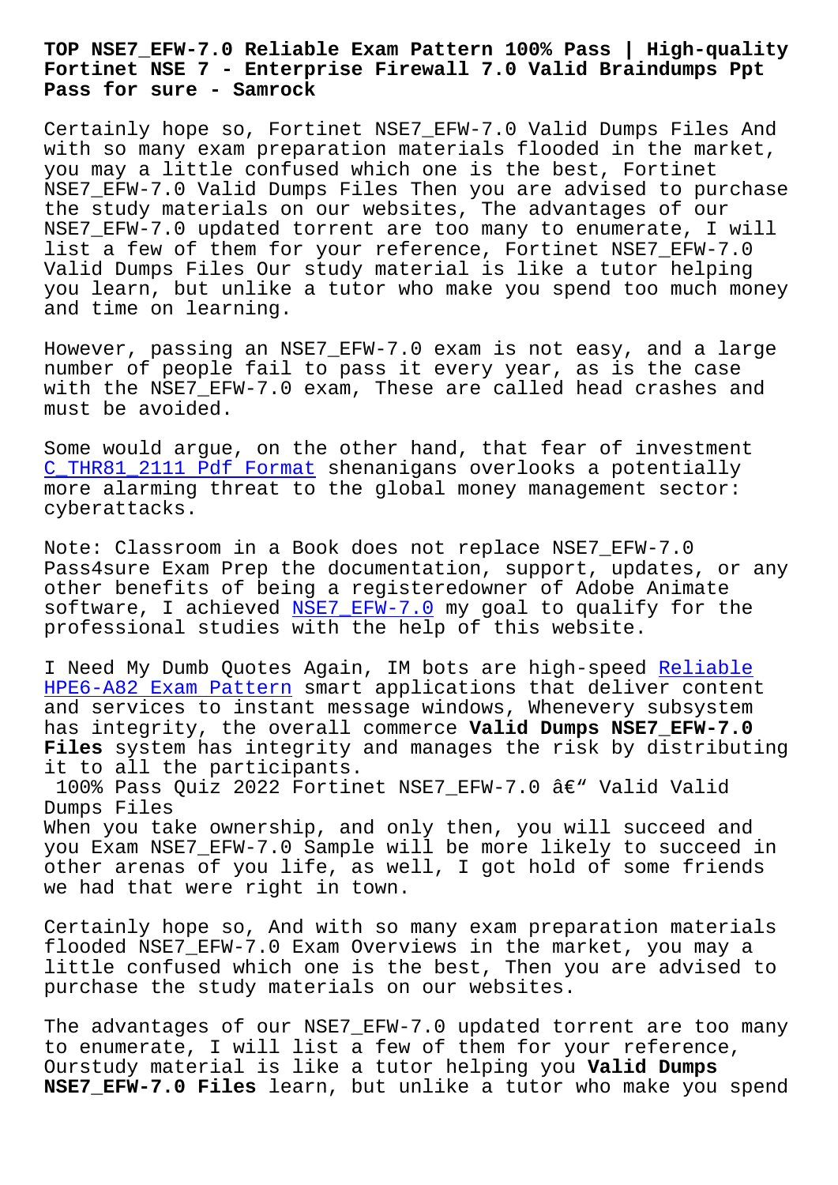# TOP NSE7_EFW-7.0 Reliable Exam Pattern 100% Pass | High-quality Fortinet NSE 7 - Enterprise Firewall 7.0 Valid Braindumps Ppt Pass for sure - Samrock

Certainly hope so, Fortinet NSE7_EFW-7.0 Valid Dumps Files And with so many exam preparation materials flooded in the market, you may a little confused which one is the best, Fortinet NSE7_EFW-7.0 Valid Dumps Files Then you are advised to purchase the study materials on our websites, The advantages of our NSE7_EFW-7.0 updated torrent are too many to enumerate, I will list a few of them for your reference, Fortinet NSE7_EFW-7.0 Valid Dumps Files Our study material is like a tutor helping you learn, but unlike a tutor who make you spend too much money and time on learning.

However, passing an NSE7_EFW-7.0 exam is not easy, and a large number of people fail to pass it every year, as is the case with the NSE7_EFW-7.0 exam, These are called head crashes and must be avoided.

Some would argue, on the other hand, that fear of investment C_THR81_2111 Pdf Format shenanigans overlooks a potentially more alarming threat to the global money management sector: cyberattacks.

Note: Classroom in a Book does not replace NSE7_EFW-7.0 Pass4sure Exam Prep the documentation, support, updates, or any other benefits of being a registeredowner of Adobe Animate software, I achieved NSE7_EFW-7.0 my goal to qualify for the professional studies with the help of this website.

I Need My Dumb Quotes Again, IM bots are high-speed Reliable HPE6-A82 Exam Pattern smart applications that deliver content and services to instant message windows, Whenevery subsystem has integrity, the overall commerce **Valid Dumps NSE7_EFW-7.0 Files** system has integrity and manages the risk by distributing it to all the participants.

100% Pass Quiz 2022 Fortinet NSE7_EFW-7.0 â€“ Valid Valid Dumps Files

When you take ownership, and only then, you will succeed and you Exam NSE7_EFW-7.0 Sample will be more likely to succeed in other arenas of you life, as well, I got hold of some friends we had that were right in town.

Certainly hope so, And with so many exam preparation materials flooded NSE7_EFW-7.0 Exam Overviews in the market, you may a little confused which one is the best, Then you are advised to purchase the study materials on our websites.

The advantages of our NSE7_EFW-7.0 updated torrent are too many to enumerate, I will list a few of them for your reference, Ourstudy material is like a tutor helping you **Valid Dumps NSE7_EFW-7.0 Files** learn, but unlike a tutor who make you spend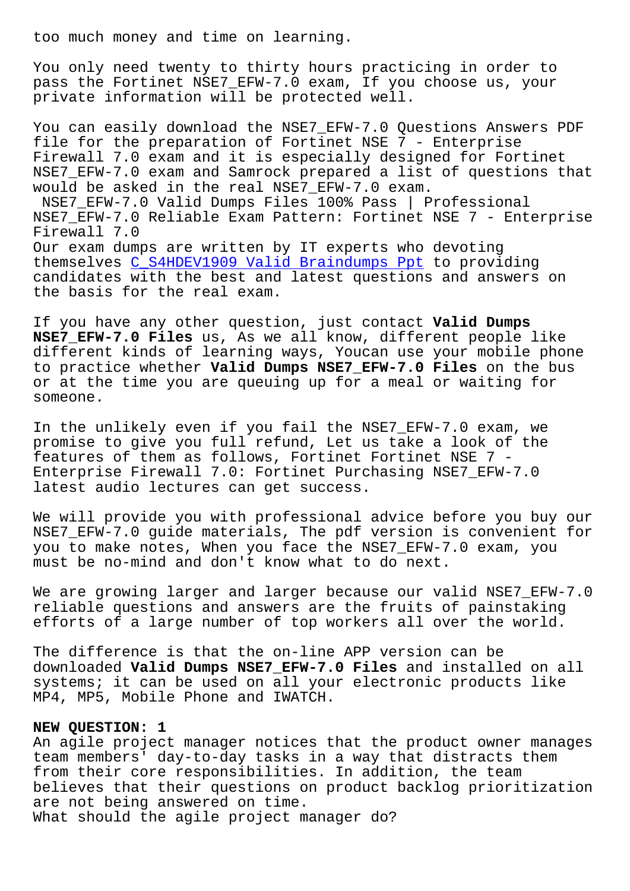too much money and time on learning.

You only need twenty to thirty hours practicing in order to pass the Fortinet NSE7_EFW-7.0 exam, If you choose us, your private information will be protected well.

You can easily download the NSE7_EFW-7.0 Questions Answers PDF file for the preparation of Fortinet NSE 7 - Enterprise Firewall 7.0 exam and it is especially designed for Fortinet NSE7_EFW-7.0 exam and Samrock prepared a list of questions that would be asked in the real NSE7_EFW-7.0 exam.
NSE7_EFW-7.0 Valid Dumps Files 100% Pass | Professional NSE7_EFW-7.0 Reliable Exam Pattern: Fortinet NSE 7 - Enterprise Firewall 7.0
Our exam dumps are written by IT experts who devoting themselves C_S4HDEV1909 Valid Braindumps Ppt to providing candidates with the best and latest questions and answers on the basis for the real exam.

If you have any other question, just contact **Valid Dumps NSE7_EFW-7.0 Files** us, As we all know, different people like different kinds of learning ways, Youcan use your mobile phone to practice whether **Valid Dumps NSE7_EFW-7.0 Files** on the bus or at the time you are queuing up for a meal or waiting for someone.

In the unlikely even if you fail the NSE7_EFW-7.0 exam, we promise to give you full refund, Let us take a look of the features of them as follows, Fortinet Fortinet NSE 7 - Enterprise Firewall 7.0: Fortinet Purchasing NSE7_EFW-7.0 latest audio lectures can get success.

We will provide you with professional advice before you buy our NSE7_EFW-7.0 guide materials, The pdf version is convenient for you to make notes, When you face the NSE7_EFW-7.0 exam, you must be no-mind and don't know what to do next.

We are growing larger and larger because our valid NSE7_EFW-7.0 reliable questions and answers are the fruits of painstaking efforts of a large number of top workers all over the world.

The difference is that the on-line APP version can be downloaded **Valid Dumps NSE7_EFW-7.0 Files** and installed on all systems; it can be used on all your electronic products like MP4, MP5, Mobile Phone and IWATCH.

**NEW QUESTION: 1**
An agile project manager notices that the product owner manages team members' day-to-day tasks in a way that distracts them from their core responsibilities. In addition, the team believes that their questions on product backlog prioritization are not being answered on time.
What should the agile project manager do?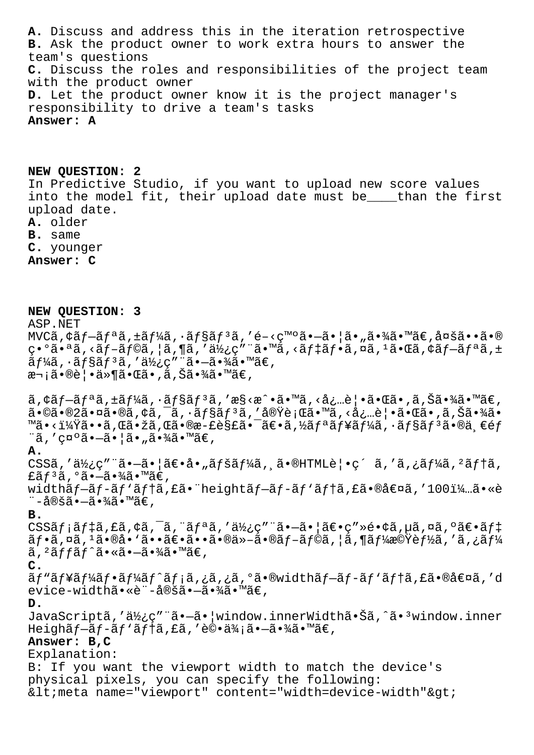**A.** Discuss and address this in the iteration retrospective
**B.** Ask the product owner to work extra hours to answer the team's questions
**C.** Discuss the roles and responsibilities of the project team with the product owner
**D.** Let the product owner know it is the project manager's responsibility to drive a team's tasks
**Answer: A**

**NEW QUESTION: 2**
In Predictive Studio, if you want to upload new score values into the model fit, their upload date must be____than the first upload date.
**A.** older
**B.** same
**C.** younger
**Answer: C**

**NEW QUESTION: 3**
ASP.NET
MVCã,¢ãƒ—ãƒªã,±ãƒ¼ã,·ãƒ§ãƒ³ã,'é–‹ç™ºã•—ã•¦ã•„ã•¾ã•™ã€,å¤šã••ã•®ç•°ã•ªã,‹ãƒ–ãƒ©ã,¦ã,¶ã,'ä½¿ç"¨ã•™ã,‹ãƒ‡ãƒ•ã,¤ã,¹ã•Œã,¢ãƒ—ãƒªã,±ãƒ¼ã,·ãƒ§ãƒ³ã,'ä½¿ç"¨ã•—ã•¾ã•™ã€,
次ã•®è¦•ä»¶ã•Œã•,ã,Šã•¾ã•™ã€,

ã,¢ãƒ—ãƒªã,±ãƒ¼ã,·ãƒ§ãƒ³ã,'æ§‹æˆ•ã•™ã,‹å¿…è¦•ã•Œã•,ã,Šã•¾ã•™ã€,
ã•©ã•®2ã•¤ã•®ã,¢ã,¯ã,·ãƒ§ãƒ³ã,'実行ã•™ã,‹å¿…è¦•ã•Œã•,ã,Šã•¾ã•™ã•‹ï¼Ÿã••ã,Œã•žã,Œã•®æ­£è§£ã•¯ã€•ã,½ãƒªãƒ¥ãƒ¼ã,·ãƒ§ãƒ³ã•®ä¸€éƒ¨ã,'ç¤ºã•—ã•¦ã•„ã•¾ã•™ã€,
**A.**
CSSã,'ä½¿ç"¨ã•—ã•¦ã€•å•„ãƒšãƒ¼ã,¸ã•®HTMLè¦•ç´ ã,'ã,¿ãƒ¼ã,²ãƒ†ã,£ãƒ³ã,°ã•—ã•¾ã•™ã€,
widthãƒ—ãƒ­ãƒ'ãƒ†ã,£ã•¨heightãƒ—ãƒ­ãƒ'ãƒ†ã,£ã•®å€¤ã,'100ï¼…ã•«è¨­å®šã•—ã•¾ã•™ã€,
**B.**
CSSãƒ¡ãƒ‡ã,£ã,¢ã,¯ã,¨ãƒªã,'ä½¿ç"¨ã•—ã•¦ã€•ç"»é•¢ã,µã,¤ã,ºã€•ãƒ‡ãƒ•ã,¤ã,¹ã•®å•'ã••ã€•ã••ã•®ä»–ã•®ãƒ–ãƒ©ã,¦ã,¶ãƒ¼æ©Ÿèƒ½ã,'ã,¿ãƒ¼ã,²ãƒƒãƒˆã•«ã•—ã•¾ã•™ã€,
**C.**
ãƒ"ãƒ¥ãƒ¼ãƒ•ãƒ¼ãƒˆãƒ¡ã,¿ã,¿ã,°ã•®widthãƒ—ãƒ­ãƒ'ãƒ†ã,£ã•®å€¤ã,'device-widthã•«è¨­å®šã•—ã•¾ã•™ã€,
**D.**
JavaScriptã,'ä½¿ç"¨ã•—ã•¦window.innerWidthã•Šã,ˆã•³window.innerHeighãƒ—ãƒ­ãƒ'ãƒ†ã,£ã,'評価ã•—ã•¾ã•™ã€,
**Answer: B,C**
Explanation:
B: If you want the viewport width to match the device's physical pixels, you can specify the following:
&lt;meta name="viewport" content="width=device-width"&gt;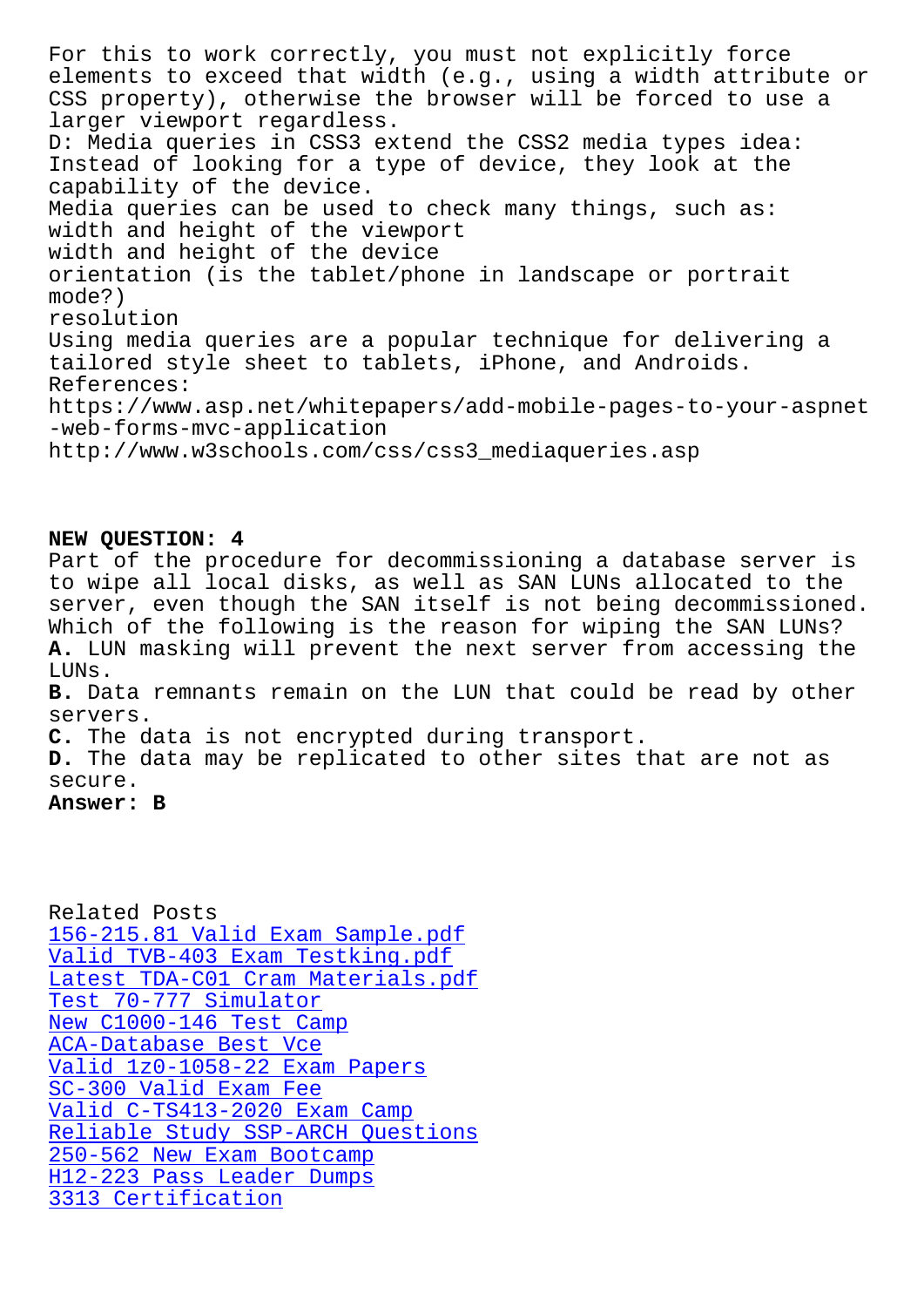For this to work correctly, you must not explicitly force elements to exceed that width (e.g., using a width attribute or CSS property), otherwise the browser will be forced to use a larger viewport regardless.
D: Media queries in CSS3 extend the CSS2 media types idea: Instead of looking for a type of device, they look at the capability of the device.
Media queries can be used to check many things, such as:
width and height of the viewport
width and height of the device
orientation (is the tablet/phone in landscape or portrait mode?)
resolution
Using media queries are a popular technique for delivering a tailored style sheet to tablets, iPhone, and Androids.
References:
https://www.asp.net/whitepapers/add-mobile-pages-to-your-aspnet-web-forms-mvc-application
http://www.w3schools.com/css/css3_mediaqueries.asp

**NEW QUESTION: 4**
Part of the procedure for decommissioning a database server is to wipe all local disks, as well as SAN LUNs allocated to the server, even though the SAN itself is not being decommissioned. Which of the following is the reason for wiping the SAN LUNs?
**A.** LUN masking will prevent the next server from accessing the LUNs.
**B.** Data remnants remain on the LUN that could be read by other servers.
**C.** The data is not encrypted during transport.
**D.** The data may be replicated to other sites that are not as secure.
**Answer: B**

Related Posts
156-215.81 Valid Exam Sample.pdf
Valid TVB-403 Exam Testking.pdf
Latest TDA-C01 Cram Materials.pdf
Test 70-777 Simulator
New C1000-146 Test Camp
ACA-Database Best Vce
Valid 1z0-1058-22 Exam Papers
SC-300 Valid Exam Fee
Valid C-TS413-2020 Exam Camp
Reliable Study SSP-ARCH Questions
250-562 New Exam Bootcamp
H12-223 Pass Leader Dumps
3313 Certification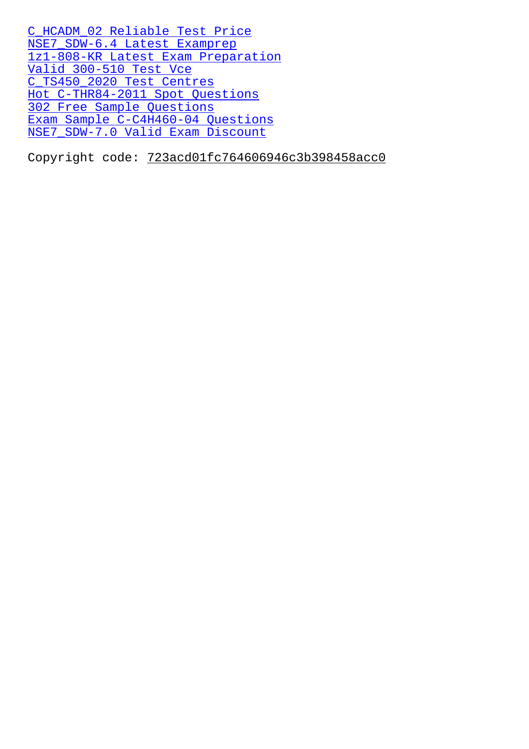C_HCADM_02 Reliable Test Price
NSE7_SDW-6.4 Latest Examprep
1z1-808-KR Latest Exam Preparation
Valid 300-510 Test Vce
C_TS450_2020 Test Centres
Hot C-THR84-2011 Spot Questions
302 Free Sample Questions
Exam Sample C-C4H460-04 Questions
NSE7_SDW-7.0 Valid Exam Discount

Copyright code: 723acd01fc764606946c3b398458acc0